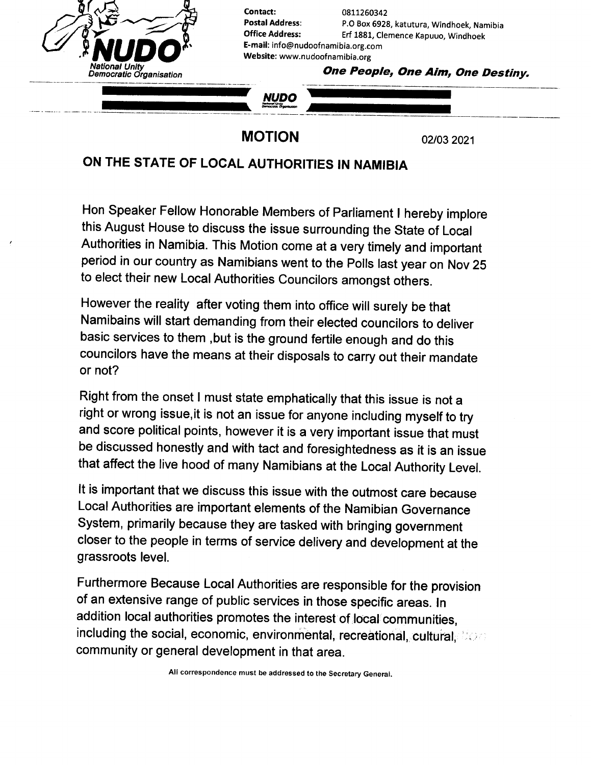NUDO

National Unity Democratic Organisation

**Contact:** 0811260342
**Postal Address:** P.O Box 6928, katutura, Windhoek, Namibia
**Office Address:** Erf 1881, Clemence Kapuuo, Windhoek
**E-mail:** info@nudoofnamibia.org.com
**Website:** www.nudoofnamibia.org

***One People, One Aim, One Destiny.***

# MOTION

02/03 2021

## ON THE STATE OF LOCAL AUTHORITIES IN NAMIBIA

Hon Speaker Fellow Honorable Members of Parliament I hereby implore this August House to discuss the issue surrounding the State of Local Authorities in Namibia. This Motion come at a very timely and important period in our country as Namibians went to the Polls last year on Nov 25 to elect their new Local Authorities Councilors amongst others.

However the reality after voting them into office will surely be that Namibains will start demanding from their elected councilors to deliver basic services to them ,but is the ground fertile enough and do this councilors have the means at their disposals to carry out their mandate or not?

Right from the onset I must state emphatically that this issue is not a right or wrong issue,it is not an issue for anyone including myself to try and score political points, however it is a very important issue that must be discussed honestly and with tact and foresightedness as it is an issue that affect the live hood of many Namibians at the Local Authority Level.

It is important that we discuss this issue with the outmost care because Local Authorities are important elements of the Namibian Governance System, primarily because they are tasked with bringing government closer to the people in terms of service delivery and development at the grassroots level.

Furthermore Because Local Authorities are responsible for the provision of an extensive range of public services in those specific areas. In addition local authorities promotes the interest of local communities, including the social, economic, environmental, recreational, cultural, community or general development in that area.

All correspondence must be addressed to the Secretary General.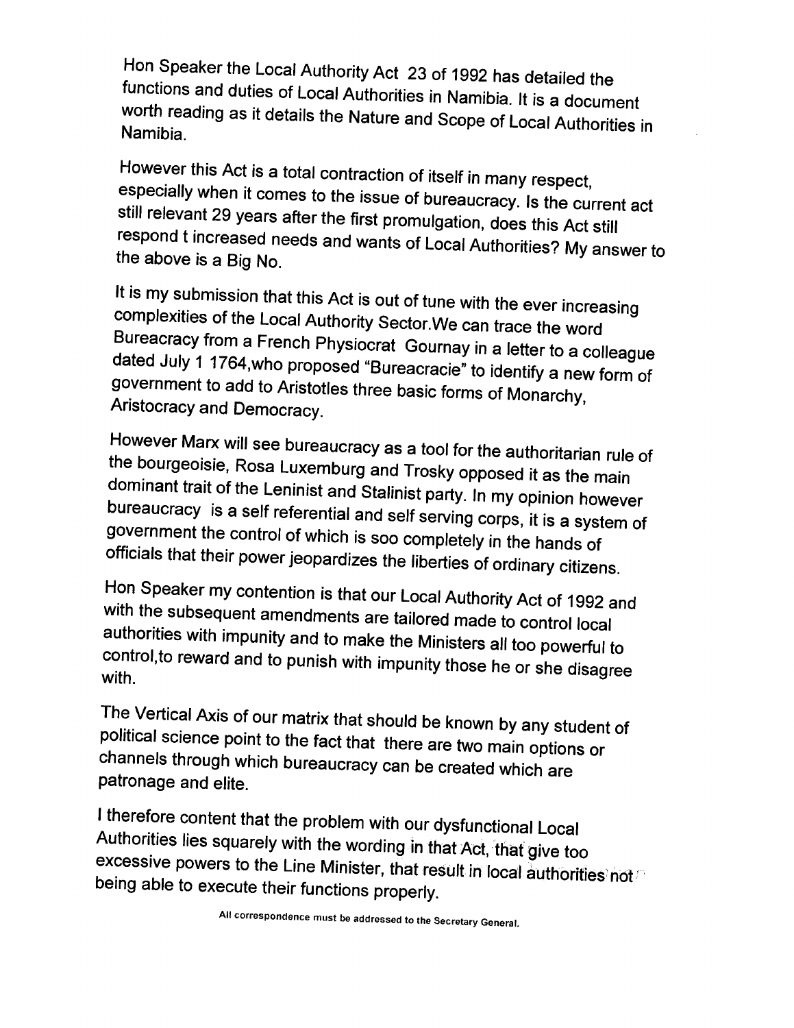Hon Speaker the Local Authority Act 23 of 1992 has detailed the functions and duties of Local Authorities in Namibia. It is a document worth reading as it details the Nature and Scope of Local Authorities in Namibia.

However this Act is a total contraction of itself in many respect, especially when it comes to the issue of bureaucracy. Is the current act still relevant 29 years after the first promulgation, does this Act still respond t increased needs and wants of Local Authorities? My answer to the above is a Big No.

It is my submission that this Act is out of tune with the ever increasing complexities of the Local Authority Sector.We can trace the word Bureacracy from a French Physiocrat Gournay in a letter to a colleague dated July 1 1764,who proposed "Bureacracie" to identify a new form of government to add to Aristotles three basic forms of Monarchy, Aristocracy and Democracy.

However Marx will see bureaucracy as a tool for the authoritarian rule of the bourgeoisie, Rosa Luxemburg and Trosky opposed it as the main dominant trait of the Leninist and Stalinist party. In my opinion however bureaucracy is a self referential and self serving corps, it is a system of government the control of which is soo completely in the hands of officials that their power jeopardizes the liberties of ordinary citizens.

Hon Speaker my contention is that our Local Authority Act of 1992 and with the subsequent amendments are tailored made to control local authorities with impunity and to make the Ministers all too powerful to control,to reward and to punish with impunity those he or she disagree with.

The Vertical Axis of our matrix that should be known by any student of political science point to the fact that there are two main options or channels through which bureaucracy can be created which are patronage and elite.

I therefore content that the problem with our dysfunctional Local Authorities lies squarely with the wording in that Act, that give too excessive powers to the Line Minister, that result in local authorities not being able to execute their functions properly.

All correspondence must be addressed to the Secretary General.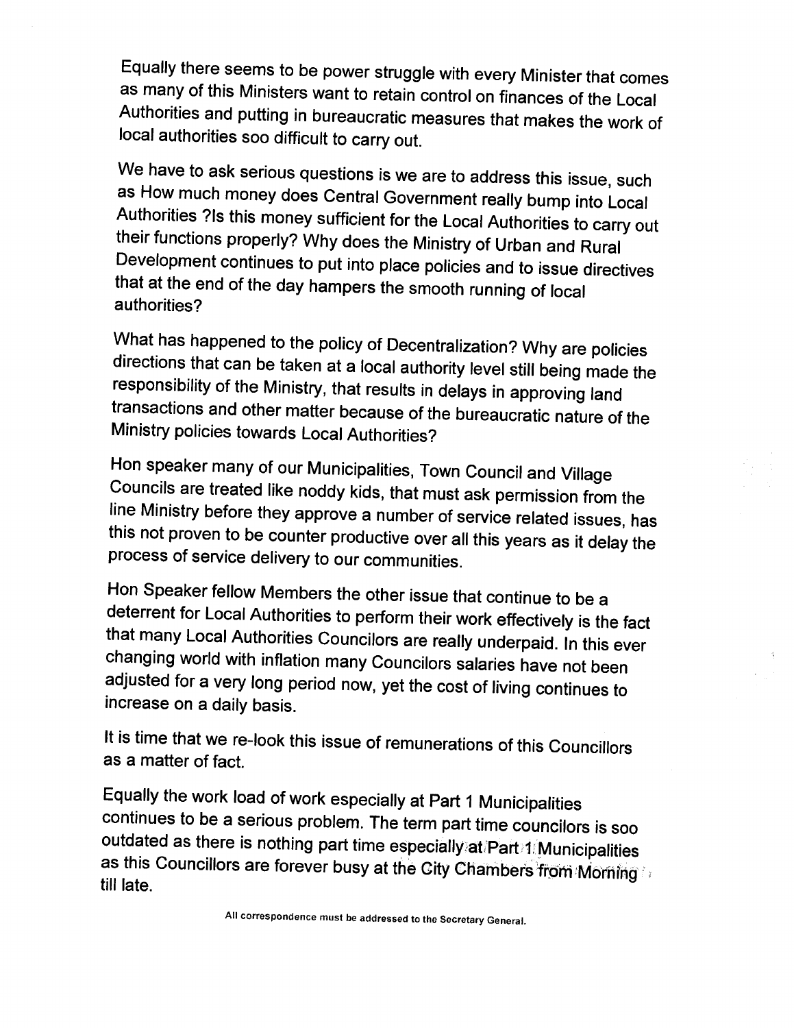Equally there seems to be power struggle with every Minister that comes as many of this Ministers want to retain control on finances of the Local Authorities and putting in bureaucratic measures that makes the work of local authorities soo difficult to carry out.

We have to ask serious questions is we are to address this issue, such as How much money does Central Government really bump into Local Authorities ?Is this money sufficient for the Local Authorities to carry out their functions properly? Why does the Ministry of Urban and Rural Development continues to put into place policies and to issue directives that at the end of the day hampers the smooth running of local authorities?

What has happened to the policy of Decentralization? Why are policies directions that can be taken at a local authority level still being made the responsibility of the Ministry, that results in delays in approving land transactions and other matter because of the bureaucratic nature of the Ministry policies towards Local Authorities?

Hon speaker many of our Municipalities, Town Council and Village Councils are treated like noddy kids, that must ask permission from the line Ministry before they approve a number of service related issues, has this not proven to be counter productive over all this years as it delay the process of service delivery to our communities.

Hon Speaker fellow Members the other issue that continue to be a deterrent for Local Authorities to perform their work effectively is the fact that many Local Authorities Councilors are really underpaid. In this ever changing world with inflation many Councilors salaries have not been adjusted for a very long period now, yet the cost of living continues to increase on a daily basis.

It is time that we re-look this issue of remunerations of this Councillors as a matter of fact.

Equally the work load of work especially at Part 1 Municipalities continues to be a serious problem. The term part time councilors is soo outdated as there is nothing part time especially at Part 1 Municipalities as this Councillors are forever busy at the City Chambers from Morning till late.

All correspondence must be addressed to the Secretary General.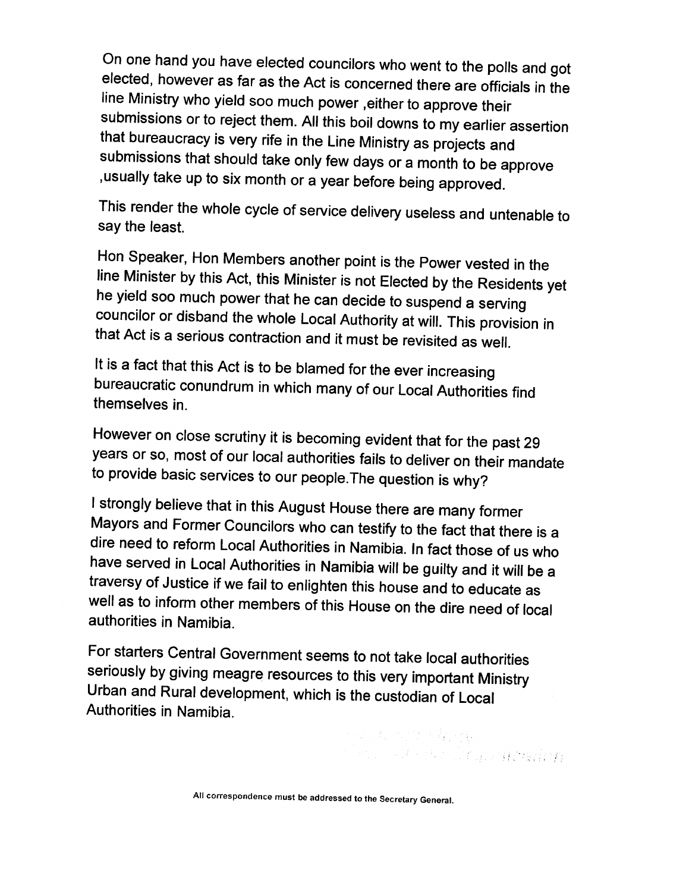On one hand you have elected councilors who went to the polls and got elected, however as far as the Act is concerned there are officials in the line Ministry who yield soo much power ,either to approve their submissions or to reject them. All this boil downs to my earlier assertion that bureaucracy is very rife in the Line Ministry as projects and submissions that should take only few days or a month to be approve ,usually take up to six month or a year before being approved.

This render the whole cycle of service delivery useless and untenable to say the least.

Hon Speaker, Hon Members another point is the Power vested in the line Minister by this Act, this Minister is not Elected by the Residents yet he yield soo much power that he can decide to suspend a serving councilor or disband the whole Local Authority at will. This provision in that Act is a serious contraction and it must be revisited as well.

It is a fact that this Act is to be blamed for the ever increasing bureaucratic conundrum in which many of our Local Authorities find themselves in.

However on close scrutiny it is becoming evident that for the past 29 years or so, most of our local authorities fails to deliver on their mandate to provide basic services to our people.The question is why?

I strongly believe that in this August House there are many former Mayors and Former Councilors who can testify to the fact that there is a dire need to reform Local Authorities in Namibia. In fact those of us who have served in Local Authorities in Namibia will be guilty and it will be a traversy of Justice if we fail to enlighten this house and to educate as well as to inform other members of this House on the dire need of local authorities in Namibia.

For starters Central Government seems to not take local authorities seriously by giving meagre resources to this very important Ministry Urban and Rural development, which is the custodian of Local Authorities in Namibia.

All correspondence must be addressed to the Secretary General.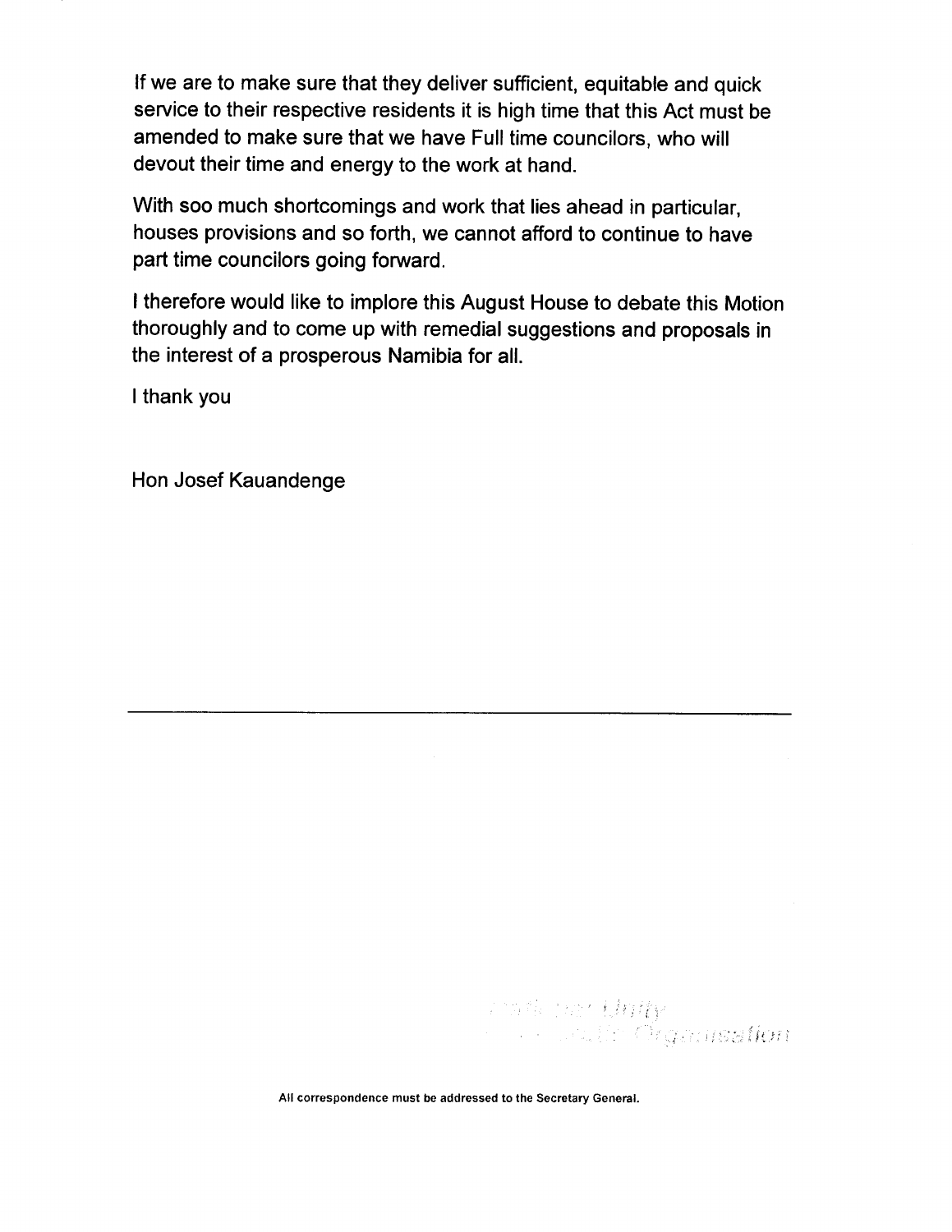If we are to make sure that they deliver sufficient, equitable and quick service to their respective residents it is high time that this Act must be amended to make sure that we have Full time councilors, who will devout their time and energy to the work at hand.

With soo much shortcomings and work that lies ahead in particular, houses provisions and so forth, we cannot afford to continue to have part time councilors going forward.

I therefore would like to implore this August House to debate this Motion thoroughly and to come up with remedial suggestions and proposals in the interest of a prosperous Namibia for all.

I thank you

Hon Josef Kauandenge